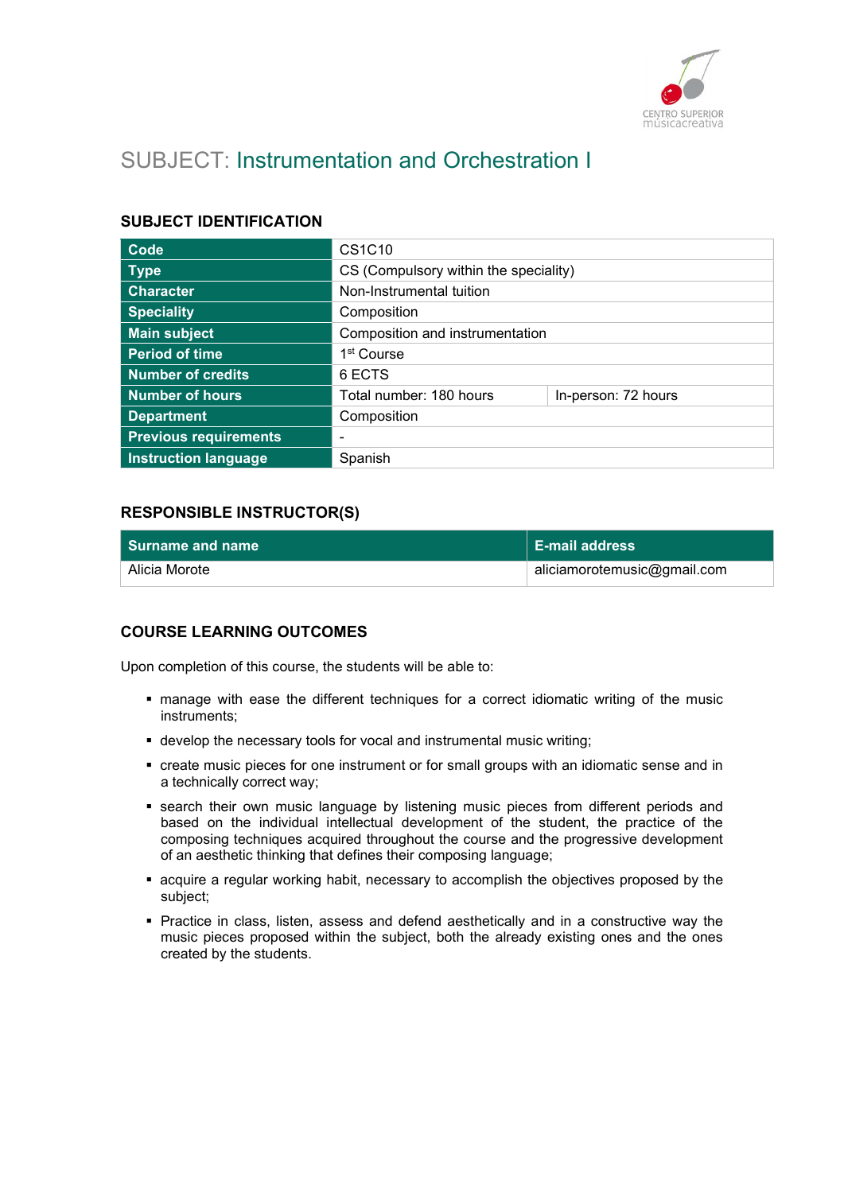# SUBJECT: Instrumentation and Orchestration I

## SUBJECT IDENTIFICATION

| | | |
|---|---|---|
| **Code** | CS1C10 | |
| **Type** | CS (Compulsory within the speciality) | |
| **Character** | Non-Instrumental tuition | |
| **Speciality** | Composition | |
| **Main subject** | Composition and instrumentation | |
| **Period of time** | 1st Course | |
| **Number of credits** | 6 ECTS | |
| **Number of hours** | Total number: 180 hours | In-person: 72 hours |
| **Department** | Composition | |
| **Previous requirements** | - | |
| **Instruction language** | Spanish | |

## RESPONSIBLE INSTRUCTOR(S)

| Surname and name | E-mail address |
|---|---|
| Alicia Morote | aliciamorotemusic@gmail.com |

## COURSE LEARNING OUTCOMES

Upon completion of this course, the students will be able to:

- manage with ease the different techniques for a correct idiomatic writing of the music instruments;
- develop the necessary tools for vocal and instrumental music writing;
- create music pieces for one instrument or for small groups with an idiomatic sense and in a technically correct way;
- search their own music language by listening music pieces from different periods and based on the individual intellectual development of the student, the practice of the composing techniques acquired throughout the course and the progressive development of an aesthetic thinking that defines their composing language;
- acquire a regular working habit, necessary to accomplish the objectives proposed by the subject;
- Practice in class, listen, assess and defend aesthetically and in a constructive way the music pieces proposed within the subject, both the already existing ones and the ones created by the students.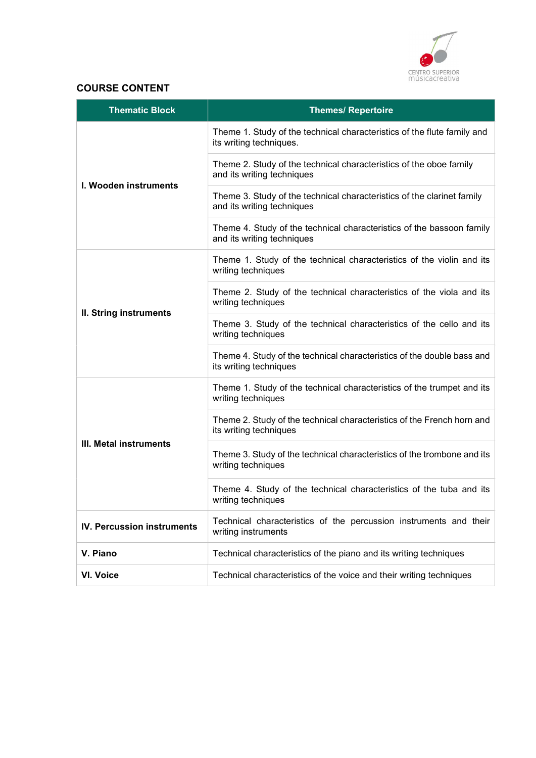## COURSE CONTENT

| Thematic Block | Themes/ Repertoire |
|---|---|
| **I. Wooden instruments** | Theme 1. Study of the technical characteristics of the flute family and its writing techniques. |
| | Theme 2. Study of the technical characteristics of the oboe family and its writing techniques |
| | Theme 3. Study of the technical characteristics of the clarinet family and its writing techniques |
| | Theme 4. Study of the technical characteristics of the bassoon family and its writing techniques |
| **II. String instruments** | Theme 1. Study of the technical characteristics of the violin and its writing techniques |
| | Theme 2. Study of the technical characteristics of the viola and its writing techniques |
| | Theme 3. Study of the technical characteristics of the cello and its writing techniques |
| | Theme 4. Study of the technical characteristics of the double bass and its writing techniques |
| **III. Metal instruments** | Theme 1. Study of the technical characteristics of the trumpet and its writing techniques |
| | Theme 2. Study of the technical characteristics of the French horn and its writing techniques |
| | Theme 3. Study of the technical characteristics of the trombone and its writing techniques |
| | Theme 4. Study of the technical characteristics of the tuba and its writing techniques |
| **IV. Percussion instruments** | Technical characteristics of the percussion instruments and their writing instruments |
| **V. Piano** | Technical characteristics of the piano and its writing techniques |
| **VI. Voice** | Technical characteristics of the voice and their writing techniques |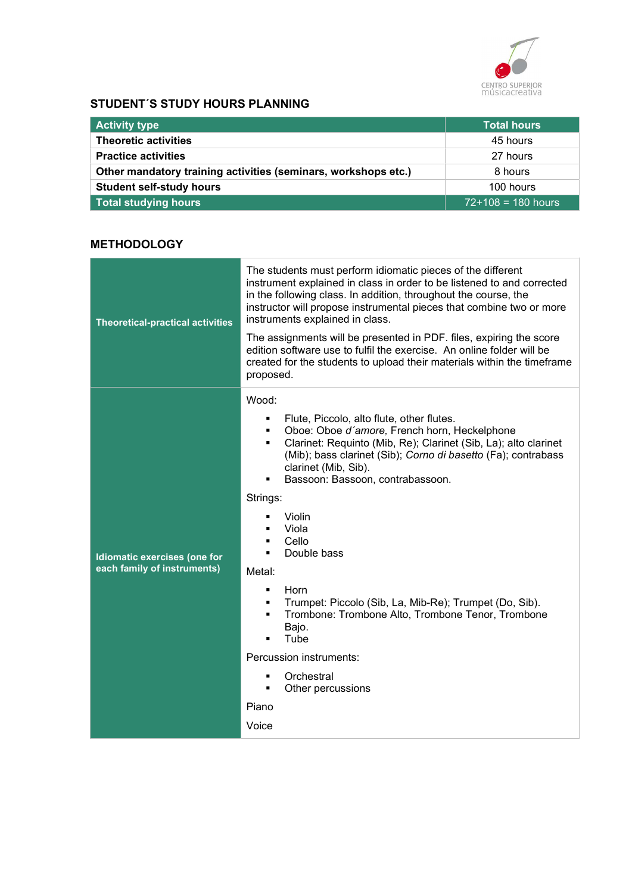## STUDENT´S STUDY HOURS PLANNING

| Activity type | Total hours |
|---|---|
| **Theoretic activities** | 45 hours |
| **Practice activities** | 27 hours |
| **Other mandatory training activities (seminars, workshops etc.)** | 8 hours |
| **Student self-study hours** | 100 hours |
| **Total studying hours** | 72+108 = 180 hours |

## METHODOLOGY

| | |
|---|---|
| **Theoretical-practical activities** | The students must perform idiomatic pieces of the different instrument explained in class in order to be listened to and corrected in the following class. In addition, throughout the course, the instructor will propose instrumental pieces that combine two or more instruments explained in class.<br><br>The assignments will be presented in PDF. files, expiring the score edition software use to fulfil the exercise. An online folder will be created for the students to upload their materials within the timeframe proposed. |
| **Idiomatic exercises (one for each family of instruments)** | Wood:<br>▪ Flute, Piccolo, alto flute, other flutes.<br>▪ Oboe: Oboe *d´amore,* French horn, Heckelphone<br>▪ Clarinet: Requinto (Mib, Re); Clarinet (Sib, La); alto clarinet (Mib); bass clarinet (Sib); *Corno di basetto* (Fa); contrabass clarinet (Mib, Sib).<br>▪ Bassoon: Bassoon, contrabassoon.<br><br>Strings:<br>▪ Violin<br>▪ Viola<br>▪ Cello<br>▪ Double bass<br><br>Metal:<br>▪ Horn<br>▪ Trumpet: Piccolo (Sib, La, Mib-Re); Trumpet (Do, Sib).<br>▪ Trombone: Trombone Alto, Trombone Tenor, Trombone Bajo.<br>▪ Tube<br><br>Percussion instruments:<br>▪ Orchestral<br>▪ Other percussions<br><br>Piano<br><br>Voice |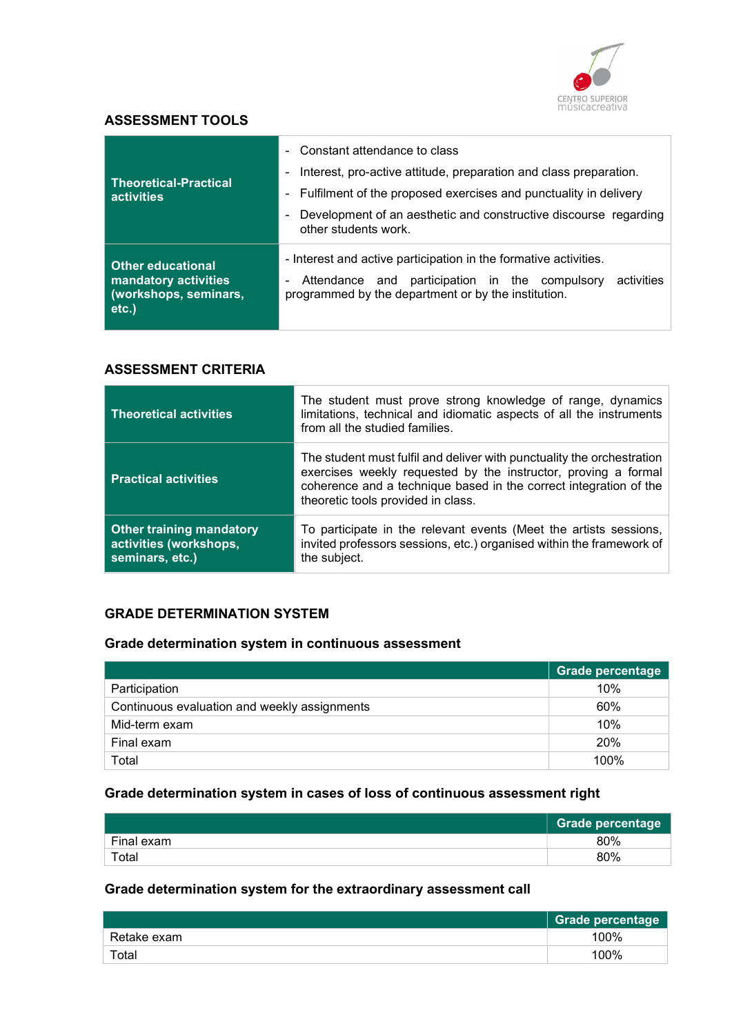## ASSESSMENT TOOLS

| | |
|---|---|
| **Theoretical-Practical activities** | - Constant attendance to class<br>- Interest, pro-active attitude, preparation and class preparation.<br>- Fulfilment of the proposed exercises and punctuality in delivery<br>- Development of an aesthetic and constructive discourse regarding other students work. |
| **Other educational mandatory activities (workshops, seminars, etc.)** | - Interest and active participation in the formative activities.<br>- Attendance and participation in the compulsory activities programmed by the department or by the institution. |

## ASSESSMENT CRITERIA

| | |
|---|---|
| **Theoretical activities** | The student must prove strong knowledge of range, dynamics limitations, technical and idiomatic aspects of all the instruments from all the studied families. |
| **Practical activities** | The student must fulfil and deliver with punctuality the orchestration exercises weekly requested by the instructor, proving a formal coherence and a technique based in the correct integration of the theoretic tools provided in class. |
| **Other training mandatory activities (workshops, seminars, etc.)** | To participate in the relevant events (Meet the artists sessions, invited professors sessions, etc.) organised within the framework of the subject. |

## GRADE DETERMINATION SYSTEM

### Grade determination system in continuous assessment

| | Grade percentage |
|---|---|
| Participation | 10% |
| Continuous evaluation and weekly assignments | 60% |
| Mid-term exam | 10% |
| Final exam | 20% |
| Total | 100% |

### Grade determination system in cases of loss of continuous assessment right

| | Grade percentage |
|---|---|
| Final exam | 80% |
| Total | 80% |

### Grade determination system for the extraordinary assessment call

| | Grade percentage |
|---|---|
| Retake exam | 100% |
| Total | 100% |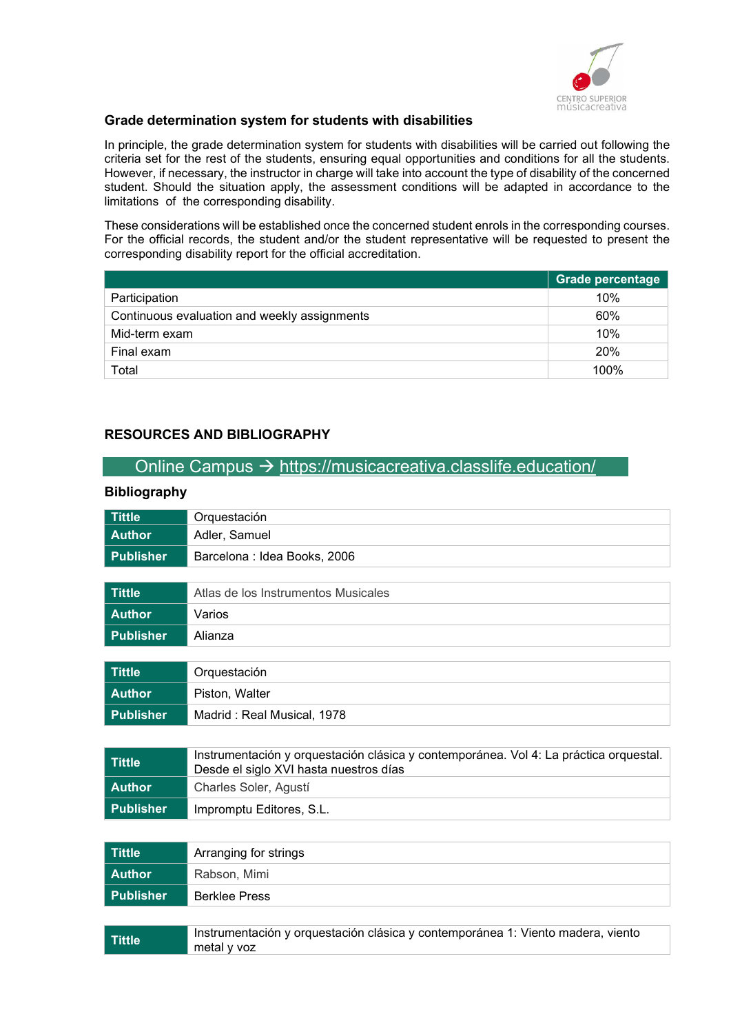### Grade determination system for students with disabilities

In principle, the grade determination system for students with disabilities will be carried out following the criteria set for the rest of the students, ensuring equal opportunities and conditions for all the students. However, if necessary, the instructor in charge will take into account the type of disability of the concerned student. Should the situation apply, the assessment conditions will be adapted in accordance to the limitations of the corresponding disability.

These considerations will be established once the concerned student enrols in the corresponding courses. For the official records, the student and/or the student representative will be requested to present the corresponding disability report for the official accreditation.

| | Grade percentage |
|---|---|
| Participation | 10% |
| Continuous evaluation and weekly assignments | 60% |
| Mid-term exam | 10% |
| Final exam | 20% |
| Total | 100% |

## RESOURCES AND BIBLIOGRAPHY

Online Campus → https://musicacreativa.classlife.education/

### Bibliography

| | |
|---|---|
| **Tittle** | Orquestación |
| **Author** | Adler, Samuel |
| **Publisher** | Barcelona : Idea Books, 2006 |

| | |
|---|---|
| **Tittle** | Atlas de los Instrumentos Musicales |
| **Author** | Varios |
| **Publisher** | Alianza |

| | |
|---|---|
| **Tittle** | Orquestación |
| **Author** | Piston, Walter |
| **Publisher** | Madrid : Real Musical, 1978 |

| | |
|---|---|
| **Tittle** | Instrumentación y orquestación clásica y contemporánea. Vol 4: La práctica orquestal. Desde el siglo XVI hasta nuestros días |
| **Author** | Charles Soler, Agustí |
| **Publisher** | Impromptu Editores, S.L. |

| | |
|---|---|
| **Tittle** | Arranging for strings |
| **Author** | Rabson, Mimi |
| **Publisher** | Berklee Press |

| | |
|---|---|
| **Tittle** | Instrumentación y orquestación clásica y contemporánea 1: Viento madera, viento metal y voz |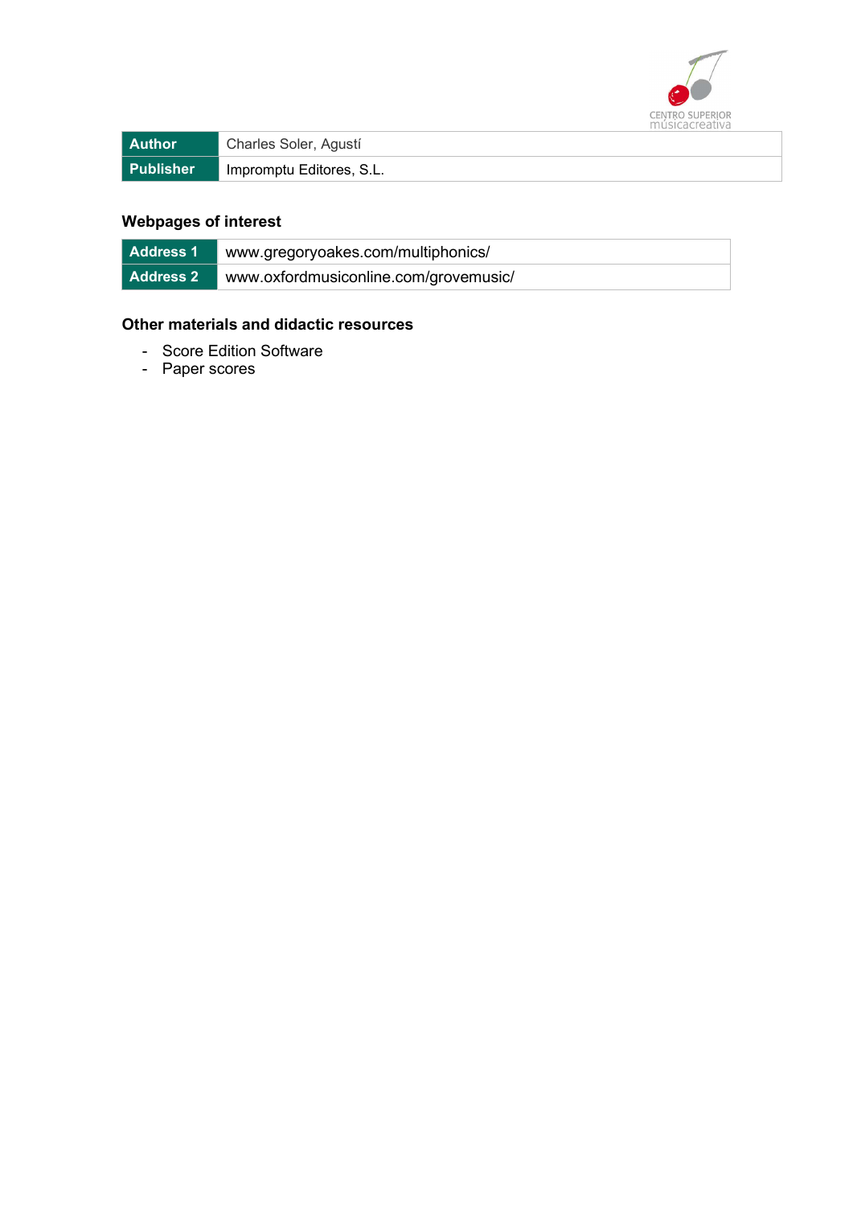| | |
|---|---|
| **Author** | Charles Soler, Agustí |
| **Publisher** | Impromptu Editores, S.L. |

### Webpages of interest

| | |
|---|---|
| **Address 1** | www.gregoryoakes.com/multiphonics/ |
| **Address 2** | www.oxfordmusiconline.com/grovemusic/ |

### Other materials and didactic resources

- Score Edition Software
- Paper scores